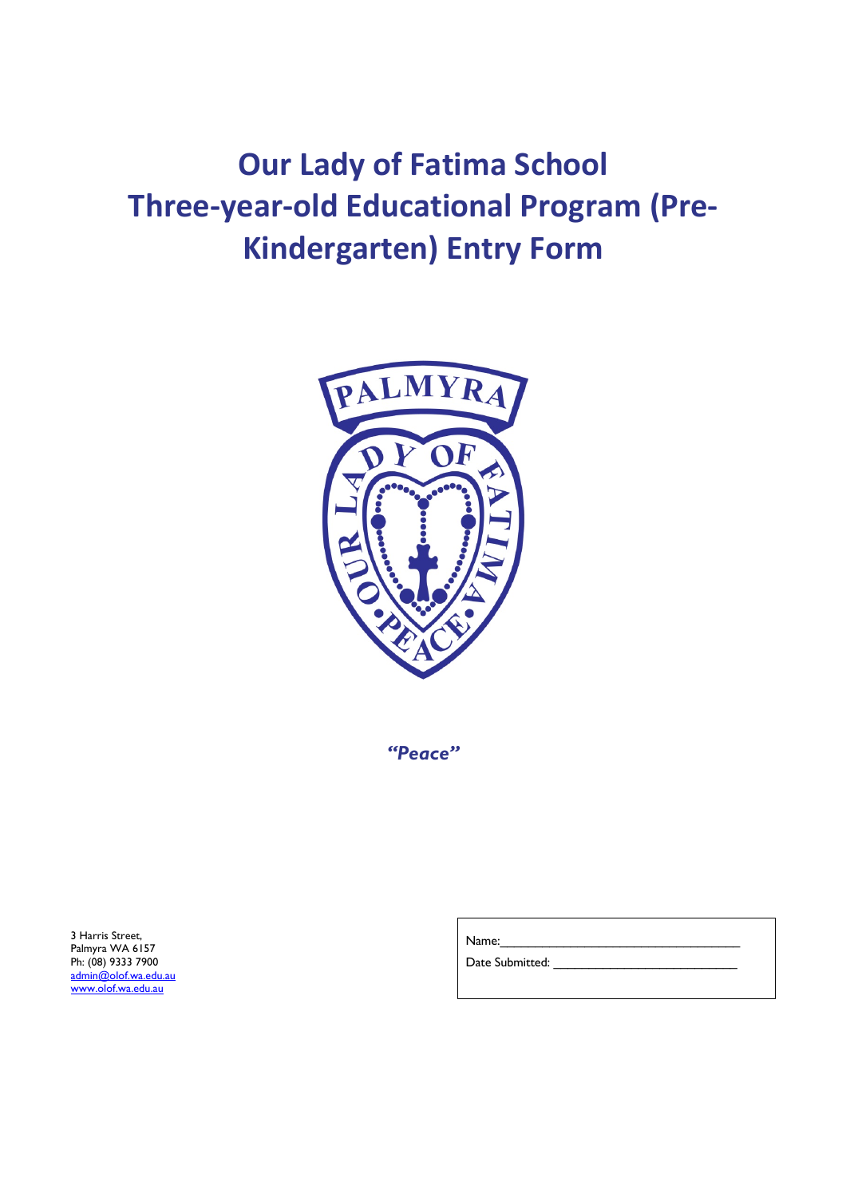# Our Lady of Fatima School
# Three-year-old Educational Program (Pre-Kindergarten) Entry Form

***"Peace"***

3 Harris Street,
Palmyra WA 6157
Ph: (08) 9333 7900
admin@olof.wa.edu.au
www.olof.wa.edu.au

Name:\_\_\_\_\_\_\_\_\_\_\_\_\_\_\_\_\_\_\_\_\_\_\_\_\_\_\_\_\_\_\_\_\_\_\_\_

Date Submitted: \_\_\_\_\_\_\_\_\_\_\_\_\_\_\_\_\_\_\_\_\_\_\_\_\_\_\_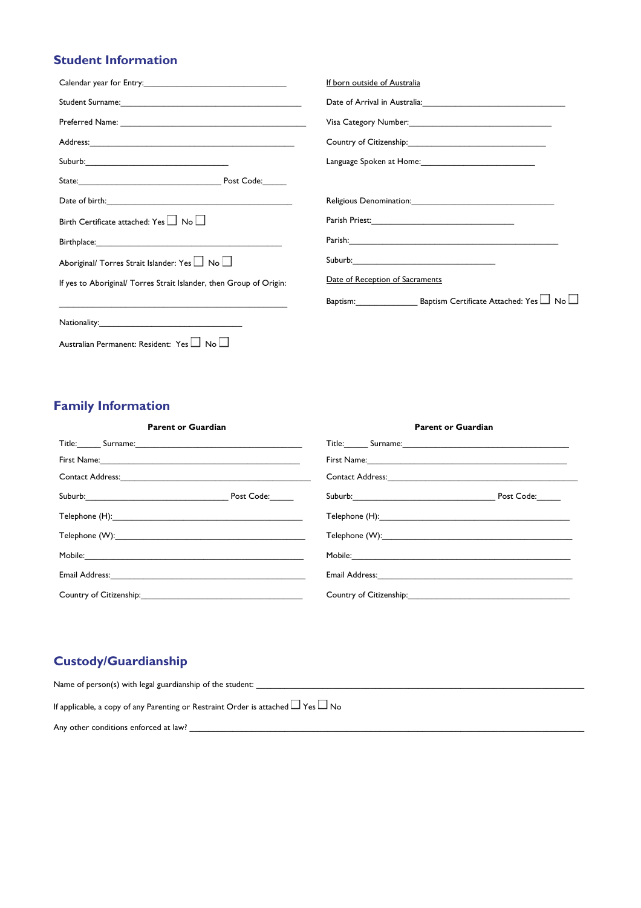## Student Information

Calendar year for Entry:______________________________

Student Surname:______________________________

Preferred Name: ______________________________

Address:______________________________

Suburb:______________________________

State:______________________________ Post Code:_____

Date of birth:______________________________

Birth Certificate attached: Yes ☐ No ☐

Birthplace:______________________________

Aboriginal/ Torres Strait Islander: Yes ☐ No ☐

If yes to Aboriginal/ Torres Strait Islander, then Group of Origin:

______________________________

Nationality:______________________________

Australian Permanent: Resident: Yes ☐ No ☐

If born outside of Australia

Date of Arrival in Australia:______________________________

Visa Category Number:______________________________

Country of Citizenship:______________________________

Language Spoken at Home:______________________________

Religious Denomination:______________________________

Parish Priest:______________________________

Parish:______________________________

Suburb:______________________________

Date of Reception of Sacraments

Baptism:_____________ Baptism Certificate Attached: Yes ☐ No ☐

## Family Information

**Parent or Guardian**

Title:_____ Surname:______________________________

First Name:______________________________

Contact Address:______________________________

Suburb:______________________________ Post Code:_____

Telephone (H):______________________________

Telephone (W):______________________________

Mobile:______________________________

Email Address:______________________________

Country of Citizenship:______________________________

**Parent or Guardian**

Title:_____ Surname:______________________________

First Name:______________________________

Contact Address:______________________________

Suburb:______________________________ Post Code:_____

Telephone (H):______________________________

Telephone (W):______________________________

Mobile:______________________________

Email Address:______________________________

Country of Citizenship:______________________________

## Custody/Guardianship

Name of person(s) with legal guardianship of the student: ______________________________

If applicable, a copy of any Parenting or Restraint Order is attached ☐ Yes ☐ No

Any other conditions enforced at law? ______________________________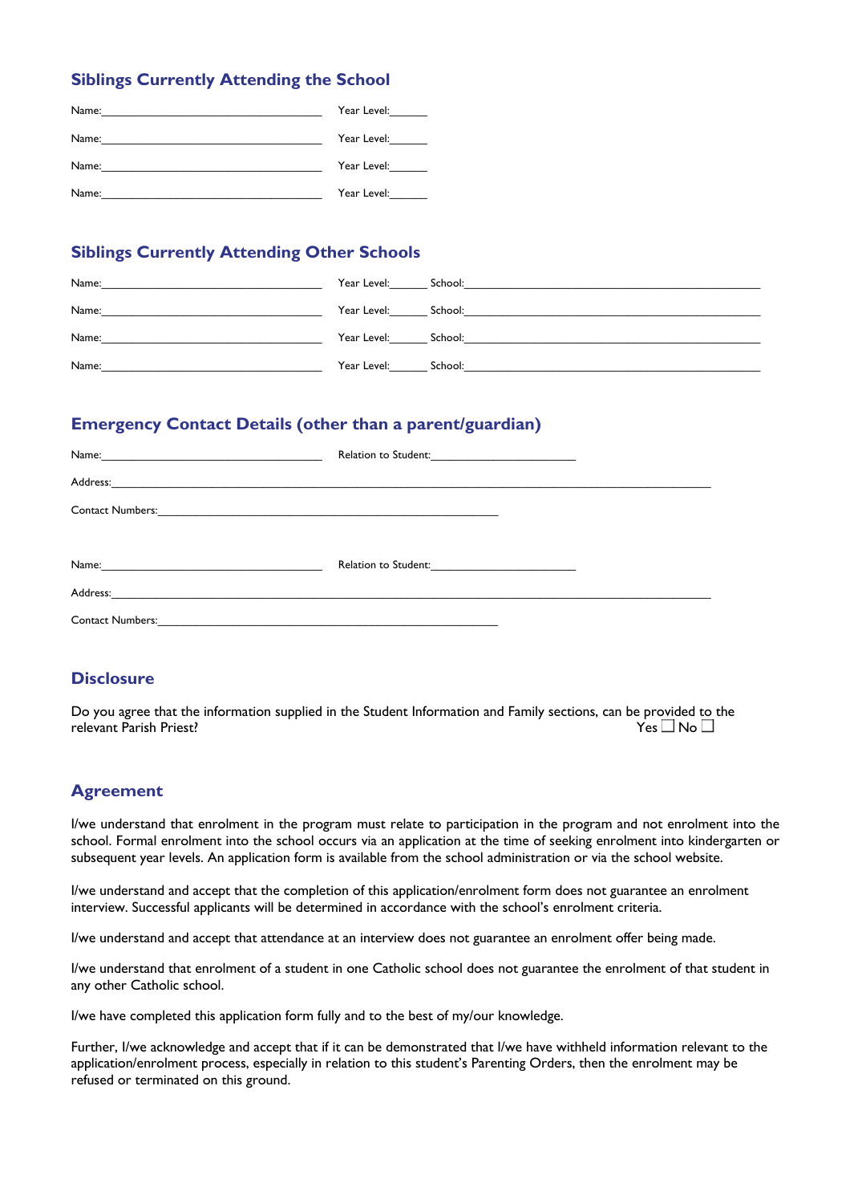## Siblings Currently Attending the School

Name:\_\_\_\_\_\_\_\_\_\_\_\_\_\_\_\_\_\_\_\_\_\_\_\_\_\_\_\_\_\_\_\_\_\_\_\_ Year Level:\_\_\_\_\_\_

Name:\_\_\_\_\_\_\_\_\_\_\_\_\_\_\_\_\_\_\_\_\_\_\_\_\_\_\_\_\_\_\_\_\_\_\_\_ Year Level:\_\_\_\_\_\_

Name:\_\_\_\_\_\_\_\_\_\_\_\_\_\_\_\_\_\_\_\_\_\_\_\_\_\_\_\_\_\_\_\_\_\_\_\_ Year Level:\_\_\_\_\_\_

Name:\_\_\_\_\_\_\_\_\_\_\_\_\_\_\_\_\_\_\_\_\_\_\_\_\_\_\_\_\_\_\_\_\_\_\_\_ Year Level:\_\_\_\_\_\_

## Siblings Currently Attending Other Schools

Name:\_\_\_\_\_\_\_\_\_\_\_\_\_\_\_\_\_\_\_\_\_\_\_\_\_\_\_\_\_\_\_\_\_\_\_\_ Year Level:\_\_\_\_\_\_ School:\_\_\_\_\_\_\_\_\_\_\_\_\_\_\_\_\_\_\_\_\_\_\_\_\_\_\_\_\_\_\_\_\_\_\_\_\_\_\_\_\_\_\_\_\_\_

Name:\_\_\_\_\_\_\_\_\_\_\_\_\_\_\_\_\_\_\_\_\_\_\_\_\_\_\_\_\_\_\_\_\_\_\_\_ Year Level:\_\_\_\_\_\_ School:\_\_\_\_\_\_\_\_\_\_\_\_\_\_\_\_\_\_\_\_\_\_\_\_\_\_\_\_\_\_\_\_\_\_\_\_\_\_\_\_\_\_\_\_\_\_

Name:\_\_\_\_\_\_\_\_\_\_\_\_\_\_\_\_\_\_\_\_\_\_\_\_\_\_\_\_\_\_\_\_\_\_\_\_ Year Level:\_\_\_\_\_\_ School:\_\_\_\_\_\_\_\_\_\_\_\_\_\_\_\_\_\_\_\_\_\_\_\_\_\_\_\_\_\_\_\_\_\_\_\_\_\_\_\_\_\_\_\_\_\_

Name:\_\_\_\_\_\_\_\_\_\_\_\_\_\_\_\_\_\_\_\_\_\_\_\_\_\_\_\_\_\_\_\_\_\_\_\_ Year Level:\_\_\_\_\_\_ School:\_\_\_\_\_\_\_\_\_\_\_\_\_\_\_\_\_\_\_\_\_\_\_\_\_\_\_\_\_\_\_\_\_\_\_\_\_\_\_\_\_\_\_\_\_\_

## Emergency Contact Details (other than a parent/guardian)

Name:\_\_\_\_\_\_\_\_\_\_\_\_\_\_\_\_\_\_\_\_\_\_\_\_\_\_\_\_\_\_\_\_\_\_\_\_ Relation to Student:\_\_\_\_\_\_\_\_\_\_\_\_\_\_\_\_\_\_\_\_\_\_\_

Address:\_\_\_\_\_\_\_\_\_\_\_\_\_\_\_\_\_\_\_\_\_\_\_\_\_\_\_\_\_\_\_\_\_\_\_\_\_\_\_\_\_\_\_\_\_\_\_\_\_\_\_\_\_\_\_\_\_\_\_\_\_\_\_\_\_\_\_\_\_\_\_\_\_\_\_\_\_\_\_\_\_\_\_\_\_\_\_\_\_

Contact Numbers:\_\_\_\_\_\_\_\_\_\_\_\_\_\_\_\_\_\_\_\_\_\_\_\_\_\_\_\_\_\_\_\_\_\_\_\_\_\_\_\_\_\_\_\_\_\_\_\_\_\_\_\_\_\_\_

Name:\_\_\_\_\_\_\_\_\_\_\_\_\_\_\_\_\_\_\_\_\_\_\_\_\_\_\_\_\_\_\_\_\_\_\_\_ Relation to Student:\_\_\_\_\_\_\_\_\_\_\_\_\_\_\_\_\_\_\_\_\_\_\_

Address:\_\_\_\_\_\_\_\_\_\_\_\_\_\_\_\_\_\_\_\_\_\_\_\_\_\_\_\_\_\_\_\_\_\_\_\_\_\_\_\_\_\_\_\_\_\_\_\_\_\_\_\_\_\_\_\_\_\_\_\_\_\_\_\_\_\_\_\_\_\_\_\_\_\_\_\_\_\_\_\_\_\_\_\_\_\_\_\_\_

Contact Numbers:\_\_\_\_\_\_\_\_\_\_\_\_\_\_\_\_\_\_\_\_\_\_\_\_\_\_\_\_\_\_\_\_\_\_\_\_\_\_\_\_\_\_\_\_\_\_\_\_\_\_\_\_\_\_\_

## Disclosure

Do you agree that the information supplied in the Student Information and Family sections, can be provided to the relevant Parish Priest? Yes ☐ No ☐

## Agreement

I/we understand that enrolment in the program must relate to participation in the program and not enrolment into the school. Formal enrolment into the school occurs via an application at the time of seeking enrolment into kindergarten or subsequent year levels. An application form is available from the school administration or via the school website.

I/we understand and accept that the completion of this application/enrolment form does not guarantee an enrolment interview. Successful applicants will be determined in accordance with the school's enrolment criteria.

I/we understand and accept that attendance at an interview does not guarantee an enrolment offer being made.

I/we understand that enrolment of a student in one Catholic school does not guarantee the enrolment of that student in any other Catholic school.

I/we have completed this application form fully and to the best of my/our knowledge.

Further, I/we acknowledge and accept that if it can be demonstrated that I/we have withheld information relevant to the application/enrolment process, especially in relation to this student's Parenting Orders, then the enrolment may be refused or terminated on this ground.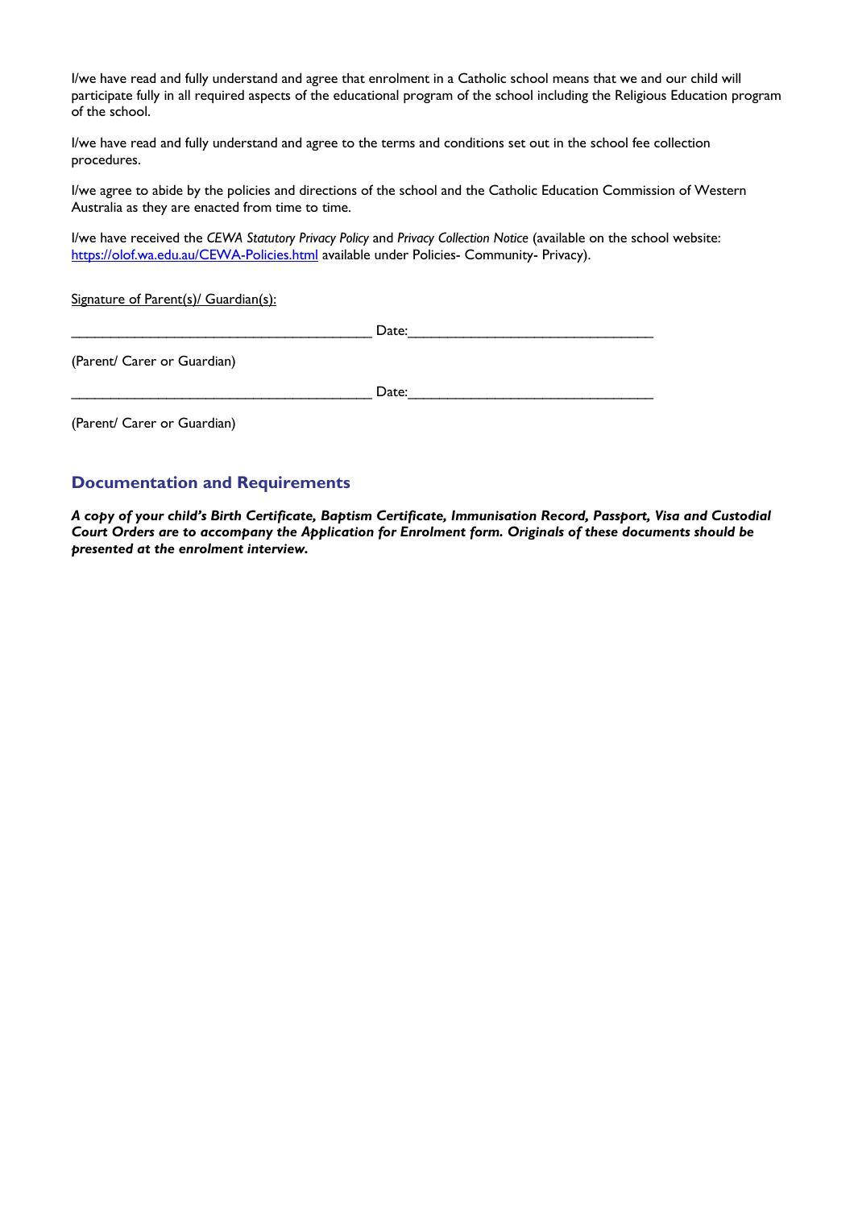I/we have read and fully understand and agree that enrolment in a Catholic school means that we and our child will participate fully in all required aspects of the educational program of the school including the Religious Education program of the school.

I/we have read and fully understand and agree to the terms and conditions set out in the school fee collection procedures.

I/we agree to abide by the policies and directions of the school and the Catholic Education Commission of Western Australia as they are enacted from time to time.

I/we have received the *CEWA Statutory Privacy Policy* and *Privacy Collection Notice* (available on the school website: [https://olof.wa.edu.au/CEWA-Policies.html](https://olof.wa.edu.au/CEWA-Policies.html) available under Policies- Community- Privacy).

Signature of Parent(s)/ Guardian(s):

_______________________________________ Date:________________________________

(Parent/ Carer or Guardian)

_______________________________________ Date:________________________________

(Parent/ Carer or Guardian)

## Documentation and Requirements

***A copy of your child's Birth Certificate, Baptism Certificate, Immunisation Record, Passport, Visa and Custodial Court Orders are to accompany the Application for Enrolment form. Originals of these documents should be presented at the enrolment interview.***